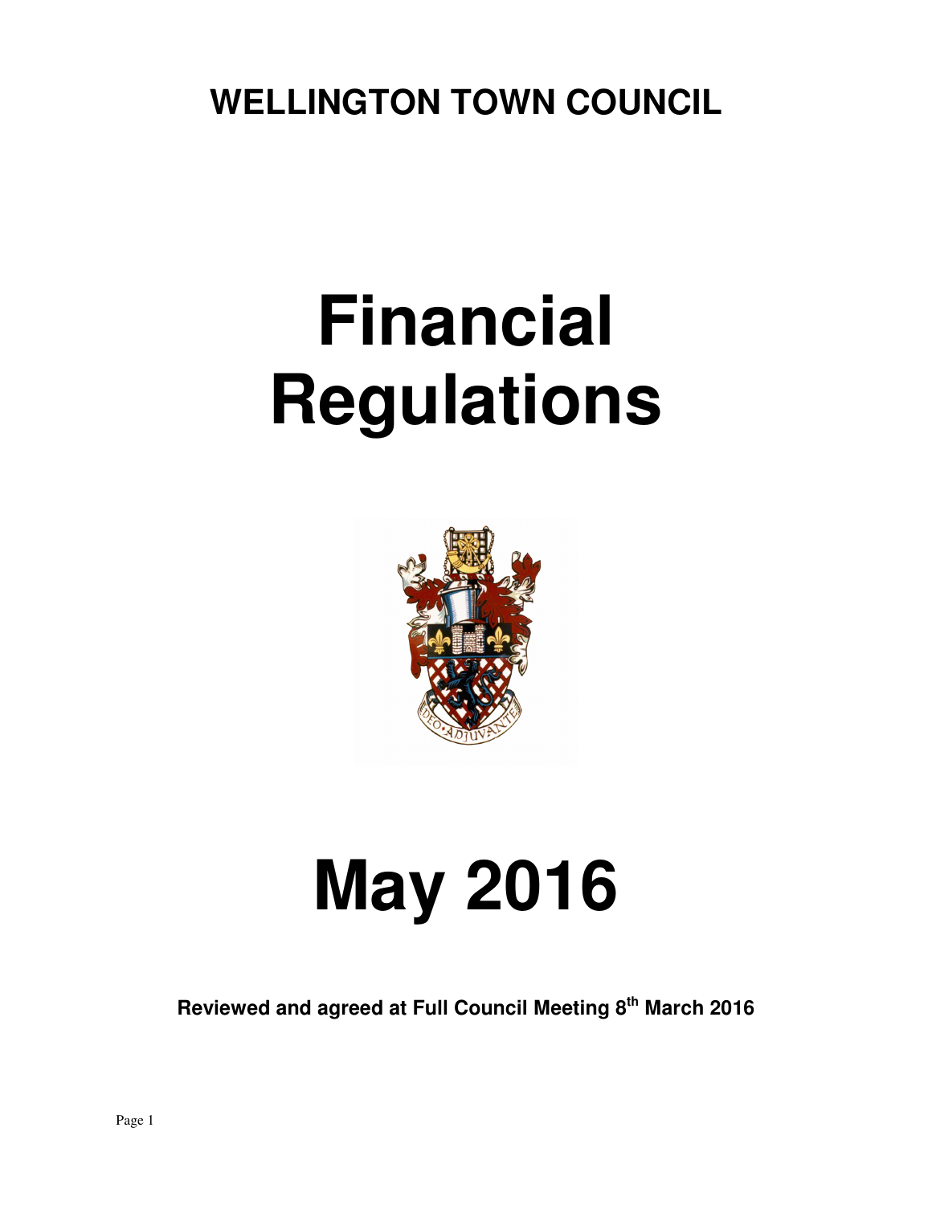# WELLINGTON TOWN COUNCIL

# Financial Regulations

# May 2016

**Reviewed and agreed at Full Council Meeting 8th March 2016**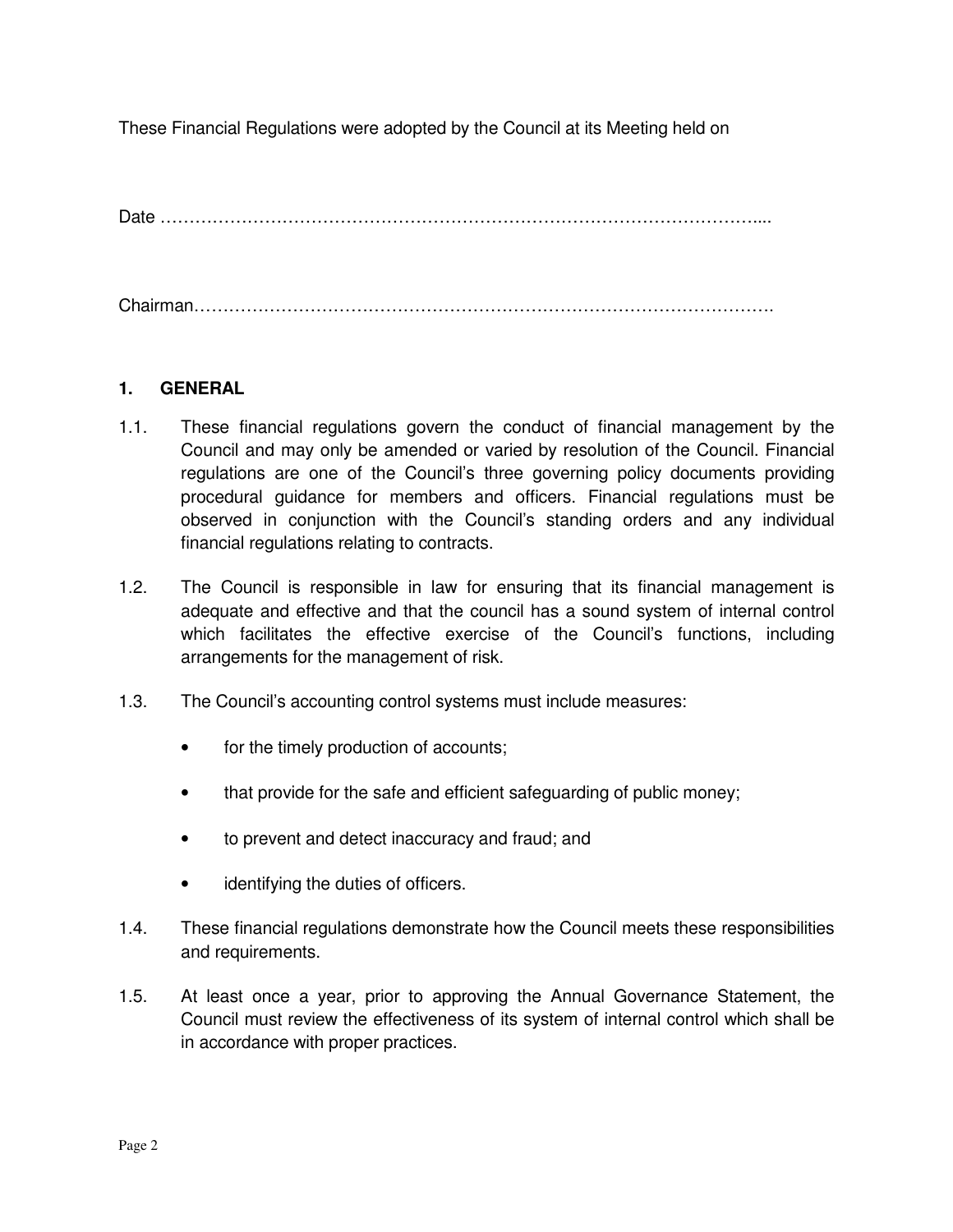These Financial Regulations were adopted by the Council at its Meeting held on

Date ……………………………………………………………………………………….....

Chairman……………………………………………………………………………………….

## 1. GENERAL

1.1. These financial regulations govern the conduct of financial management by the Council and may only be amended or varied by resolution of the Council. Financial regulations are one of the Council's three governing policy documents providing procedural guidance for members and officers. Financial regulations must be observed in conjunction with the Council's standing orders and any individual financial regulations relating to contracts.

1.2. The Council is responsible in law for ensuring that its financial management is adequate and effective and that the council has a sound system of internal control which facilitates the effective exercise of the Council's functions, including arrangements for the management of risk.

1.3. The Council's accounting control systems must include measures:

- for the timely production of accounts;
- that provide for the safe and efficient safeguarding of public money;
- to prevent and detect inaccuracy and fraud; and
- identifying the duties of officers.

1.4. These financial regulations demonstrate how the Council meets these responsibilities and requirements.

1.5. At least once a year, prior to approving the Annual Governance Statement, the Council must review the effectiveness of its system of internal control which shall be in accordance with proper practices.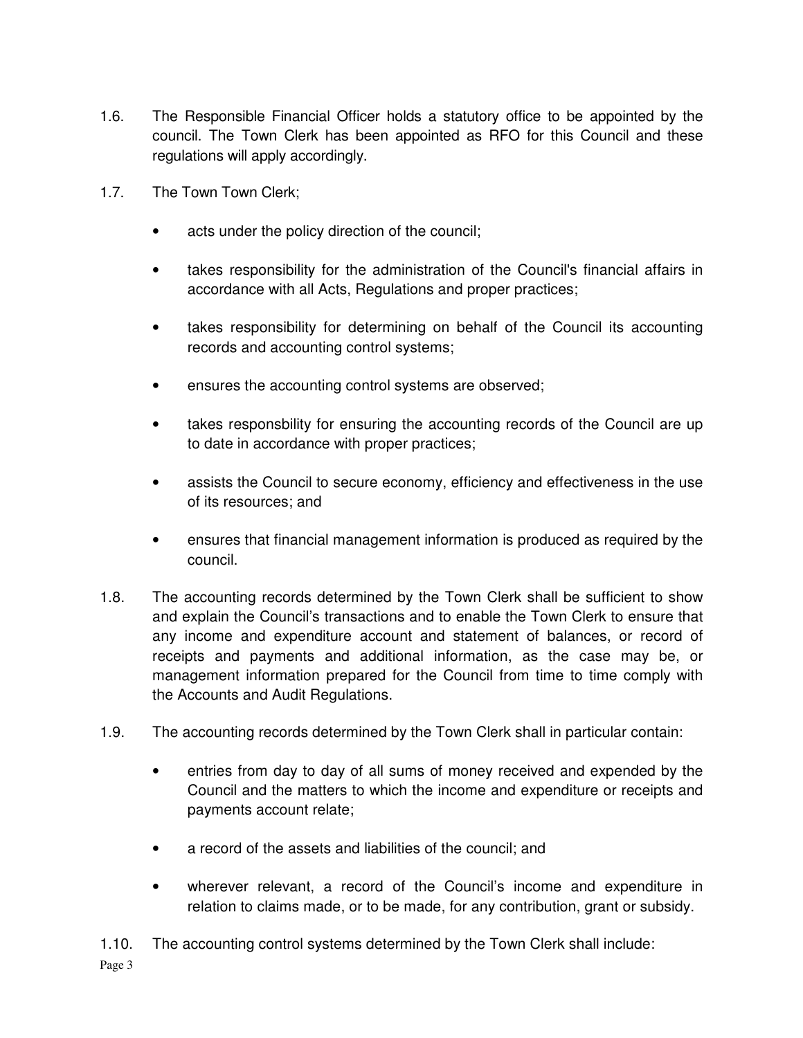1.6. The Responsible Financial Officer holds a statutory office to be appointed by the council. The Town Clerk has been appointed as RFO for this Council and these regulations will apply accordingly.

1.7. The Town Town Clerk;

- acts under the policy direction of the council;
- takes responsibility for the administration of the Council's financial affairs in accordance with all Acts, Regulations and proper practices;
- takes responsibility for determining on behalf of the Council its accounting records and accounting control systems;
- ensures the accounting control systems are observed;
- takes responsbility for ensuring the accounting records of the Council are up to date in accordance with proper practices;
- assists the Council to secure economy, efficiency and effectiveness in the use of its resources; and
- ensures that financial management information is produced as required by the council.

1.8. The accounting records determined by the Town Clerk shall be sufficient to show and explain the Council's transactions and to enable the Town Clerk to ensure that any income and expenditure account and statement of balances, or record of receipts and payments and additional information, as the case may be, or management information prepared for the Council from time to time comply with the Accounts and Audit Regulations.

1.9. The accounting records determined by the Town Clerk shall in particular contain:

- entries from day to day of all sums of money received and expended by the Council and the matters to which the income and expenditure or receipts and payments account relate;
- a record of the assets and liabilities of the council; and
- wherever relevant, a record of the Council's income and expenditure in relation to claims made, or to be made, for any contribution, grant or subsidy.

1.10. The accounting control systems determined by the Town Clerk shall include: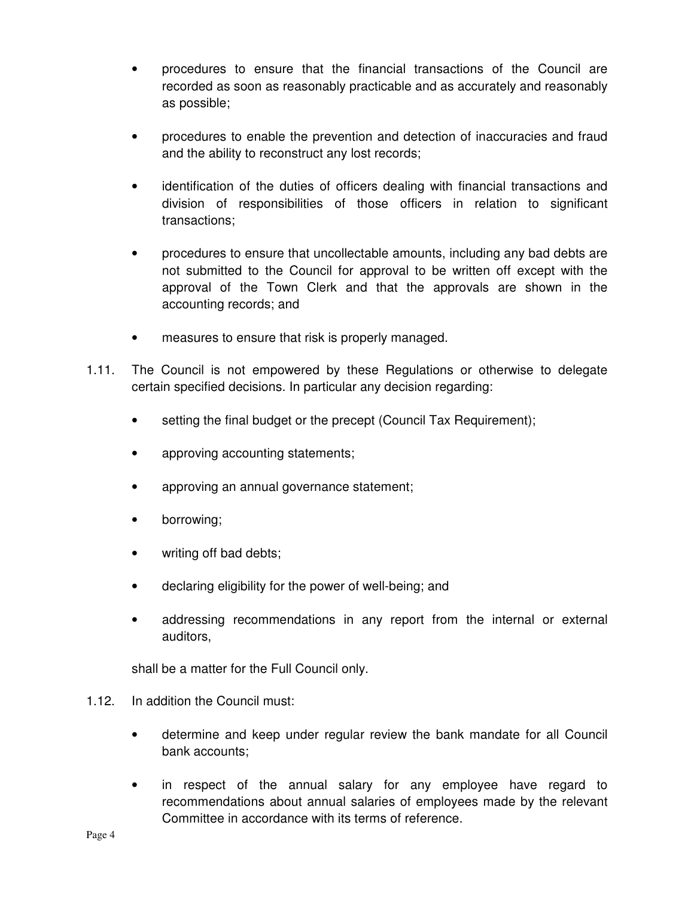- procedures to ensure that the financial transactions of the Council are recorded as soon as reasonably practicable and as accurately and reasonably as possible;

- procedures to enable the prevention and detection of inaccuracies and fraud and the ability to reconstruct any lost records;

- identification of the duties of officers dealing with financial transactions and division of responsibilities of those officers in relation to significant transactions;

- procedures to ensure that uncollectable amounts, including any bad debts are not submitted to the Council for approval to be written off except with the approval of the Town Clerk and that the approvals are shown in the accounting records; and

- measures to ensure that risk is properly managed.

1.11. The Council is not empowered by these Regulations or otherwise to delegate certain specified decisions. In particular any decision regarding:

   - setting the final budget or the precept (Council Tax Requirement);
   - approving accounting statements;
   - approving an annual governance statement;
   - borrowing;
   - writing off bad debts;
   - declaring eligibility for the power of well-being; and
   - addressing recommendations in any report from the internal or external auditors,

   shall be a matter for the Full Council only.

1.12. In addition the Council must:

   - determine and keep under regular review the bank mandate for all Council bank accounts;
   - in respect of the annual salary for any employee have regard to recommendations about annual salaries of employees made by the relevant Committee in accordance with its terms of reference.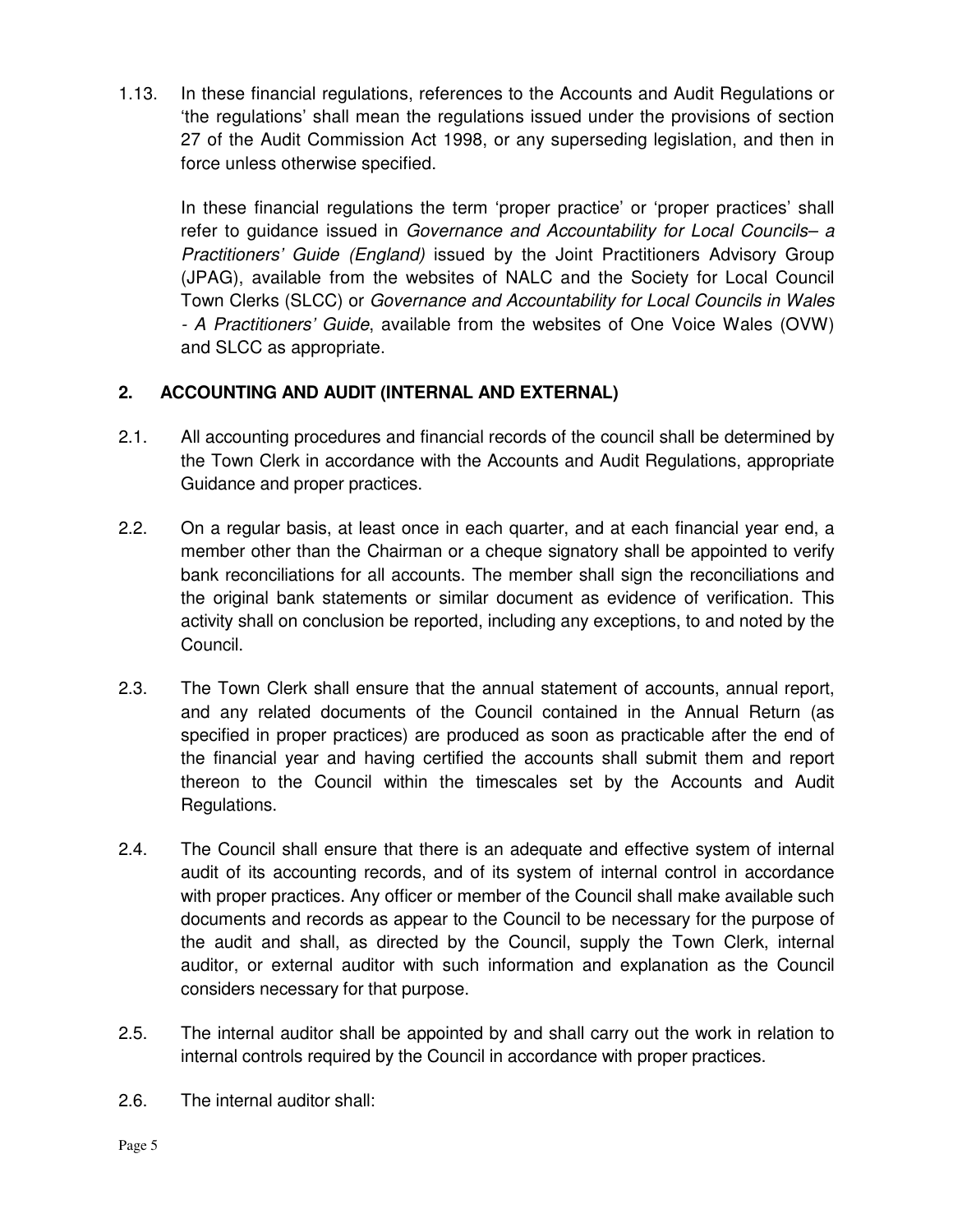1.13. In these financial regulations, references to the Accounts and Audit Regulations or 'the regulations' shall mean the regulations issued under the provisions of section 27 of the Audit Commission Act 1998, or any superseding legislation, and then in force unless otherwise specified.

In these financial regulations the term 'proper practice' or 'proper practices' shall refer to guidance issued in *Governance and Accountability for Local Councils– a Practitioners' Guide (England)* issued by the Joint Practitioners Advisory Group (JPAG), available from the websites of NALC and the Society for Local Council Town Clerks (SLCC) or *Governance and Accountability for Local Councils in Wales - A Practitioners' Guide*, available from the websites of One Voice Wales (OVW) and SLCC as appropriate.

## 2. ACCOUNTING AND AUDIT (INTERNAL AND EXTERNAL)

2.1. All accounting procedures and financial records of the council shall be determined by the Town Clerk in accordance with the Accounts and Audit Regulations, appropriate Guidance and proper practices.

2.2. On a regular basis, at least once in each quarter, and at each financial year end, a member other than the Chairman or a cheque signatory shall be appointed to verify bank reconciliations for all accounts. The member shall sign the reconciliations and the original bank statements or similar document as evidence of verification. This activity shall on conclusion be reported, including any exceptions, to and noted by the Council.

2.3. The Town Clerk shall ensure that the annual statement of accounts, annual report, and any related documents of the Council contained in the Annual Return (as specified in proper practices) are produced as soon as practicable after the end of the financial year and having certified the accounts shall submit them and report thereon to the Council within the timescales set by the Accounts and Audit Regulations.

2.4. The Council shall ensure that there is an adequate and effective system of internal audit of its accounting records, and of its system of internal control in accordance with proper practices. Any officer or member of the Council shall make available such documents and records as appear to the Council to be necessary for the purpose of the audit and shall, as directed by the Council, supply the Town Clerk, internal auditor, or external auditor with such information and explanation as the Council considers necessary for that purpose.

2.5. The internal auditor shall be appointed by and shall carry out the work in relation to internal controls required by the Council in accordance with proper practices.

2.6. The internal auditor shall: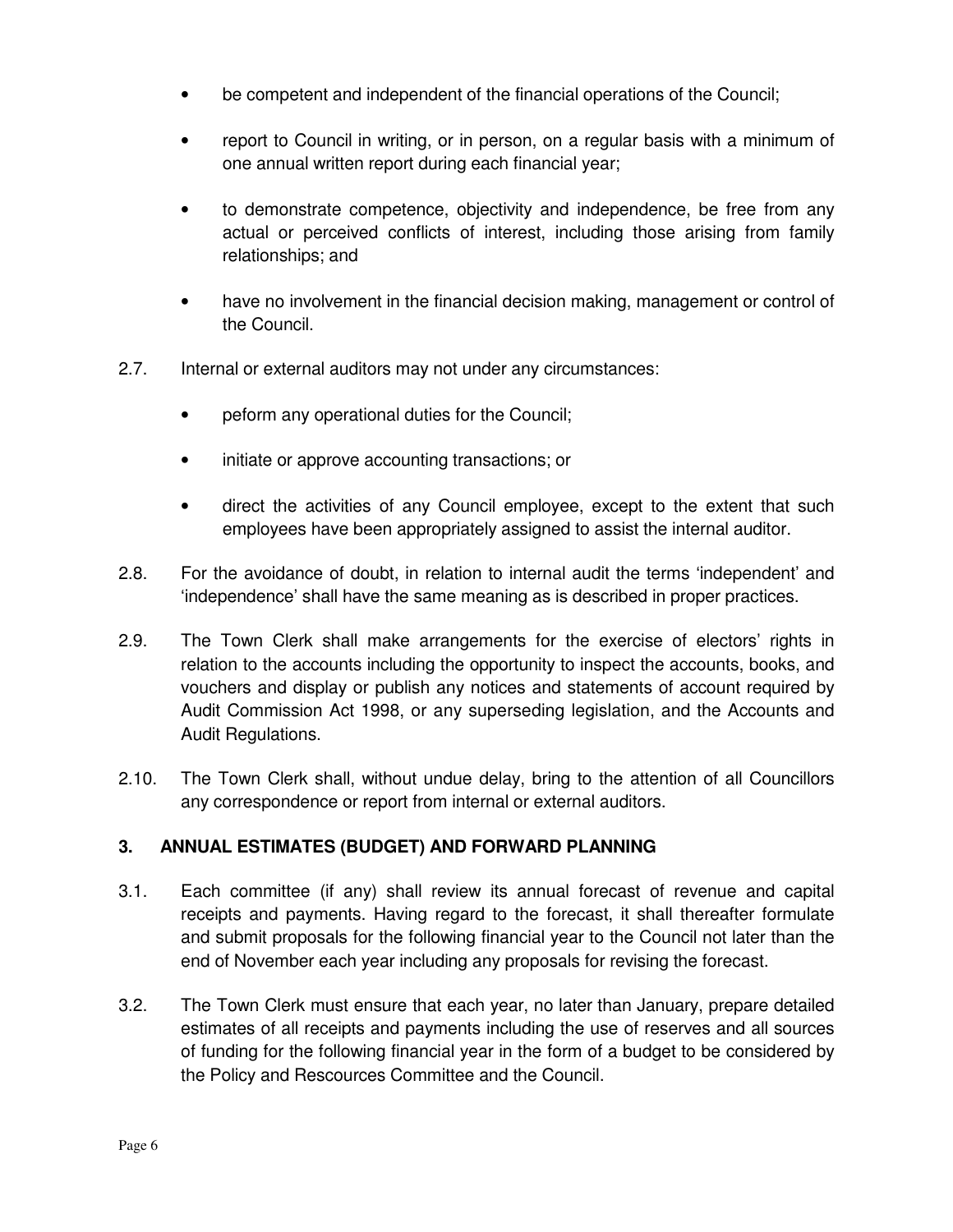- be competent and independent of the financial operations of the Council;

- report to Council in writing, or in person, on a regular basis with a minimum of one annual written report during each financial year;

- to demonstrate competence, objectivity and independence, be free from any actual or perceived conflicts of interest, including those arising from family relationships; and

- have no involvement in the financial decision making, management or control of the Council.

2.7. Internal or external auditors may not under any circumstances:

- peform any operational duties for the Council;

- initiate or approve accounting transactions; or

- direct the activities of any Council employee, except to the extent that such employees have been appropriately assigned to assist the internal auditor.

2.8. For the avoidance of doubt, in relation to internal audit the terms 'independent' and 'independence' shall have the same meaning as is described in proper practices.

2.9. The Town Clerk shall make arrangements for the exercise of electors' rights in relation to the accounts including the opportunity to inspect the accounts, books, and vouchers and display or publish any notices and statements of account required by Audit Commission Act 1998, or any superseding legislation, and the Accounts and Audit Regulations.

2.10. The Town Clerk shall, without undue delay, bring to the attention of all Councillors any correspondence or report from internal or external auditors.

## 3. ANNUAL ESTIMATES (BUDGET) AND FORWARD PLANNING

3.1. Each committee (if any) shall review its annual forecast of revenue and capital receipts and payments. Having regard to the forecast, it shall thereafter formulate and submit proposals for the following financial year to the Council not later than the end of November each year including any proposals for revising the forecast.

3.2. The Town Clerk must ensure that each year, no later than January, prepare detailed estimates of all receipts and payments including the use of reserves and all sources of funding for the following financial year in the form of a budget to be considered by the Policy and Rescources Committee and the Council.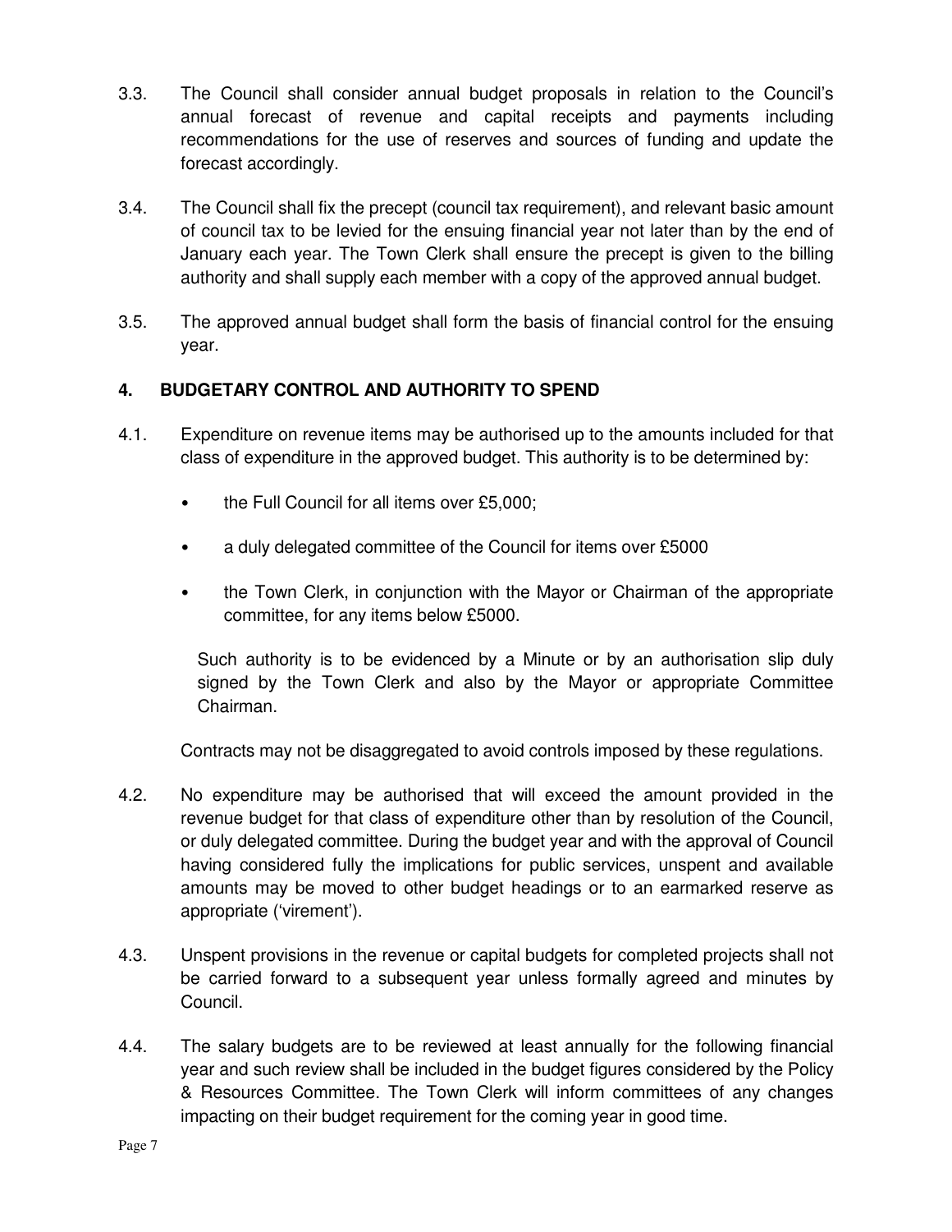3.3. The Council shall consider annual budget proposals in relation to the Council's annual forecast of revenue and capital receipts and payments including recommendations for the use of reserves and sources of funding and update the forecast accordingly.

3.4. The Council shall fix the precept (council tax requirement), and relevant basic amount of council tax to be levied for the ensuing financial year not later than by the end of January each year. The Town Clerk shall ensure the precept is given to the billing authority and shall supply each member with a copy of the approved annual budget.

3.5. The approved annual budget shall form the basis of financial control for the ensuing year.

## 4. BUDGETARY CONTROL AND AUTHORITY TO SPEND

4.1. Expenditure on revenue items may be authorised up to the amounts included for that class of expenditure in the approved budget. This authority is to be determined by:

- the Full Council for all items over £5,000;
- a duly delegated committee of the Council for items over £5000
- the Town Clerk, in conjunction with the Mayor or Chairman of the appropriate committee, for any items below £5000.

Such authority is to be evidenced by a Minute or by an authorisation slip duly signed by the Town Clerk and also by the Mayor or appropriate Committee Chairman.

Contracts may not be disaggregated to avoid controls imposed by these regulations.

4.2. No expenditure may be authorised that will exceed the amount provided in the revenue budget for that class of expenditure other than by resolution of the Council, or duly delegated committee. During the budget year and with the approval of Council having considered fully the implications for public services, unspent and available amounts may be moved to other budget headings or to an earmarked reserve as appropriate ('virement').

4.3. Unspent provisions in the revenue or capital budgets for completed projects shall not be carried forward to a subsequent year unless formally agreed and minutes by Council.

4.4. The salary budgets are to be reviewed at least annually for the following financial year and such review shall be included in the budget figures considered by the Policy & Resources Committee. The Town Clerk will inform committees of any changes impacting on their budget requirement for the coming year in good time.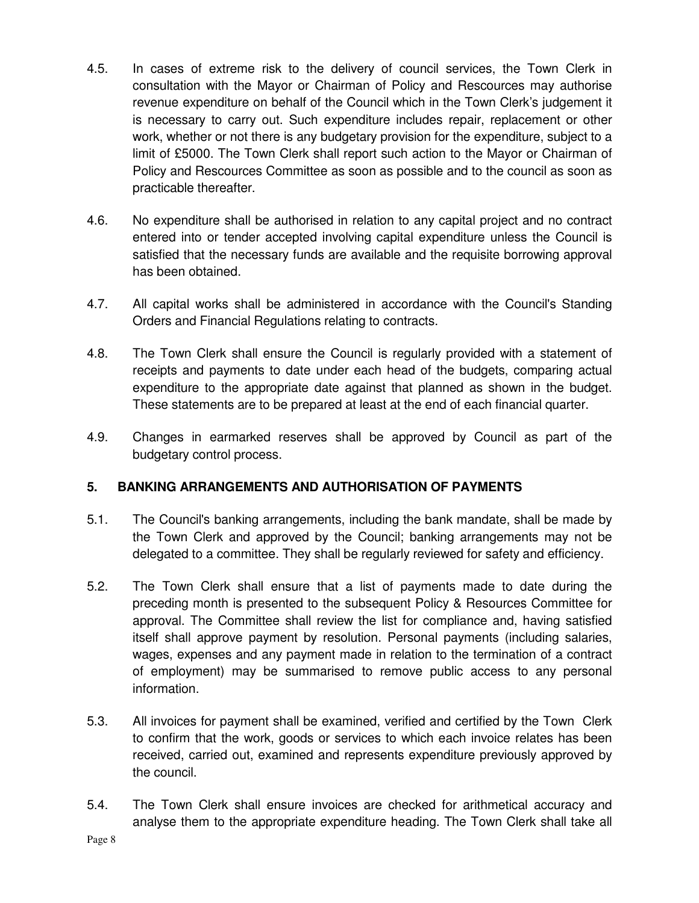4.5. In cases of extreme risk to the delivery of council services, the Town Clerk in consultation with the Mayor or Chairman of Policy and Rescources may authorise revenue expenditure on behalf of the Council which in the Town Clerk's judgement it is necessary to carry out. Such expenditure includes repair, replacement or other work, whether or not there is any budgetary provision for the expenditure, subject to a limit of £5000. The Town Clerk shall report such action to the Mayor or Chairman of Policy and Rescources Committee as soon as possible and to the council as soon as practicable thereafter.

4.6. No expenditure shall be authorised in relation to any capital project and no contract entered into or tender accepted involving capital expenditure unless the Council is satisfied that the necessary funds are available and the requisite borrowing approval has been obtained.

4.7. All capital works shall be administered in accordance with the Council's Standing Orders and Financial Regulations relating to contracts.

4.8. The Town Clerk shall ensure the Council is regularly provided with a statement of receipts and payments to date under each head of the budgets, comparing actual expenditure to the appropriate date against that planned as shown in the budget. These statements are to be prepared at least at the end of each financial quarter.

4.9. Changes in earmarked reserves shall be approved by Council as part of the budgetary control process.

## 5. BANKING ARRANGEMENTS AND AUTHORISATION OF PAYMENTS

5.1. The Council's banking arrangements, including the bank mandate, shall be made by the Town Clerk and approved by the Council; banking arrangements may not be delegated to a committee. They shall be regularly reviewed for safety and efficiency.

5.2. The Town Clerk shall ensure that a list of payments made to date during the preceding month is presented to the subsequent Policy & Resources Committee for approval. The Committee shall review the list for compliance and, having satisfied itself shall approve payment by resolution. Personal payments (including salaries, wages, expenses and any payment made in relation to the termination of a contract of employment) may be summarised to remove public access to any personal information.

5.3. All invoices for payment shall be examined, verified and certified by the Town Clerk to confirm that the work, goods or services to which each invoice relates has been received, carried out, examined and represents expenditure previously approved by the council.

5.4. The Town Clerk shall ensure invoices are checked for arithmetical accuracy and analyse them to the appropriate expenditure heading. The Town Clerk shall take all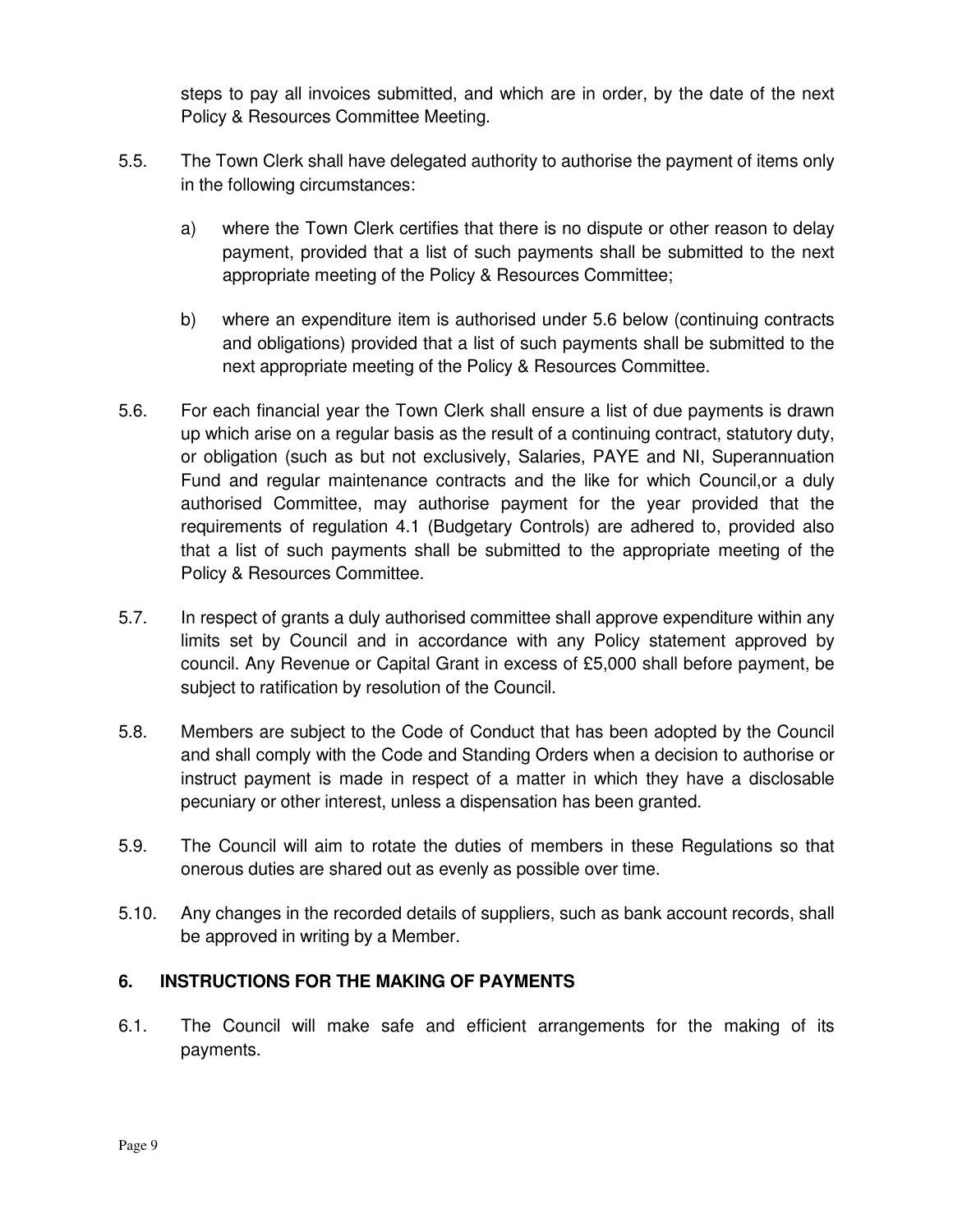steps to pay all invoices submitted, and which are in order, by the date of the next Policy & Resources Committee Meeting.

5.5. The Town Clerk shall have delegated authority to authorise the payment of items only in the following circumstances:

a) where the Town Clerk certifies that there is no dispute or other reason to delay payment, provided that a list of such payments shall be submitted to the next appropriate meeting of the Policy & Resources Committee;

b) where an expenditure item is authorised under 5.6 below (continuing contracts and obligations) provided that a list of such payments shall be submitted to the next appropriate meeting of the Policy & Resources Committee.

5.6. For each financial year the Town Clerk shall ensure a list of due payments is drawn up which arise on a regular basis as the result of a continuing contract, statutory duty, or obligation (such as but not exclusively, Salaries, PAYE and NI, Superannuation Fund and regular maintenance contracts and the like for which Council,or a duly authorised Committee, may authorise payment for the year provided that the requirements of regulation 4.1 (Budgetary Controls) are adhered to, provided also that a list of such payments shall be submitted to the appropriate meeting of the Policy & Resources Committee.

5.7. In respect of grants a duly authorised committee shall approve expenditure within any limits set by Council and in accordance with any Policy statement approved by council. Any Revenue or Capital Grant in excess of £5,000 shall before payment, be subject to ratification by resolution of the Council.

5.8. Members are subject to the Code of Conduct that has been adopted by the Council and shall comply with the Code and Standing Orders when a decision to authorise or instruct payment is made in respect of a matter in which they have a disclosable pecuniary or other interest, unless a dispensation has been granted.

5.9. The Council will aim to rotate the duties of members in these Regulations so that onerous duties are shared out as evenly as possible over time.

5.10. Any changes in the recorded details of suppliers, such as bank account records, shall be approved in writing by a Member.

## 6. INSTRUCTIONS FOR THE MAKING OF PAYMENTS

6.1. The Council will make safe and efficient arrangements for the making of its payments.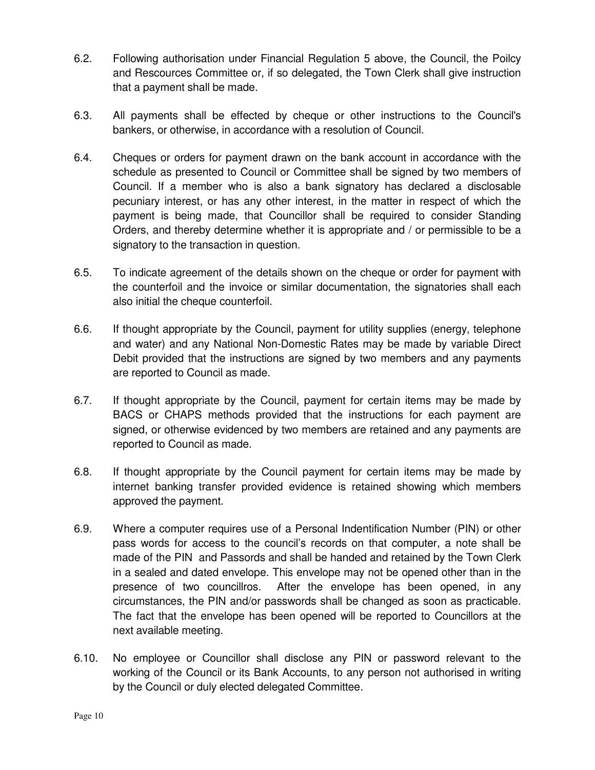6.2. Following authorisation under Financial Regulation 5 above, the Council, the Poilcy and Rescources Committee or, if so delegated, the Town Clerk shall give instruction that a payment shall be made.

6.3. All payments shall be effected by cheque or other instructions to the Council's bankers, or otherwise, in accordance with a resolution of Council.

6.4. Cheques or orders for payment drawn on the bank account in accordance with the schedule as presented to Council or Committee shall be signed by two members of Council. If a member who is also a bank signatory has declared a disclosable pecuniary interest, or has any other interest, in the matter in respect of which the payment is being made, that Councillor shall be required to consider Standing Orders, and thereby determine whether it is appropriate and / or permissible to be a signatory to the transaction in question.

6.5. To indicate agreement of the details shown on the cheque or order for payment with the counterfoil and the invoice or similar documentation, the signatories shall each also initial the cheque counterfoil.

6.6. If thought appropriate by the Council, payment for utility supplies (energy, telephone and water) and any National Non-Domestic Rates may be made by variable Direct Debit provided that the instructions are signed by two members and any payments are reported to Council as made.

6.7. If thought appropriate by the Council, payment for certain items may be made by BACS or CHAPS methods provided that the instructions for each payment are signed, or otherwise evidenced by two members are retained and any payments are reported to Council as made.

6.8. If thought appropriate by the Council payment for certain items may be made by internet banking transfer provided evidence is retained showing which members approved the payment.

6.9. Where a computer requires use of a Personal Indentification Number (PIN) or other pass words for access to the council's records on that computer, a note shall be made of the PIN and Passords and shall be handed and retained by the Town Clerk in a sealed and dated envelope. This envelope may not be opened other than in the presence of two councillros. After the envelope has been opened, in any circumstances, the PIN and/or passwords shall be changed as soon as practicable. The fact that the envelope has been opened will be reported to Councillors at the next available meeting.

6.10. No employee or Councillor shall disclose any PIN or password relevant to the working of the Council or its Bank Accounts, to any person not authorised in writing by the Council or duly elected delegated Committee.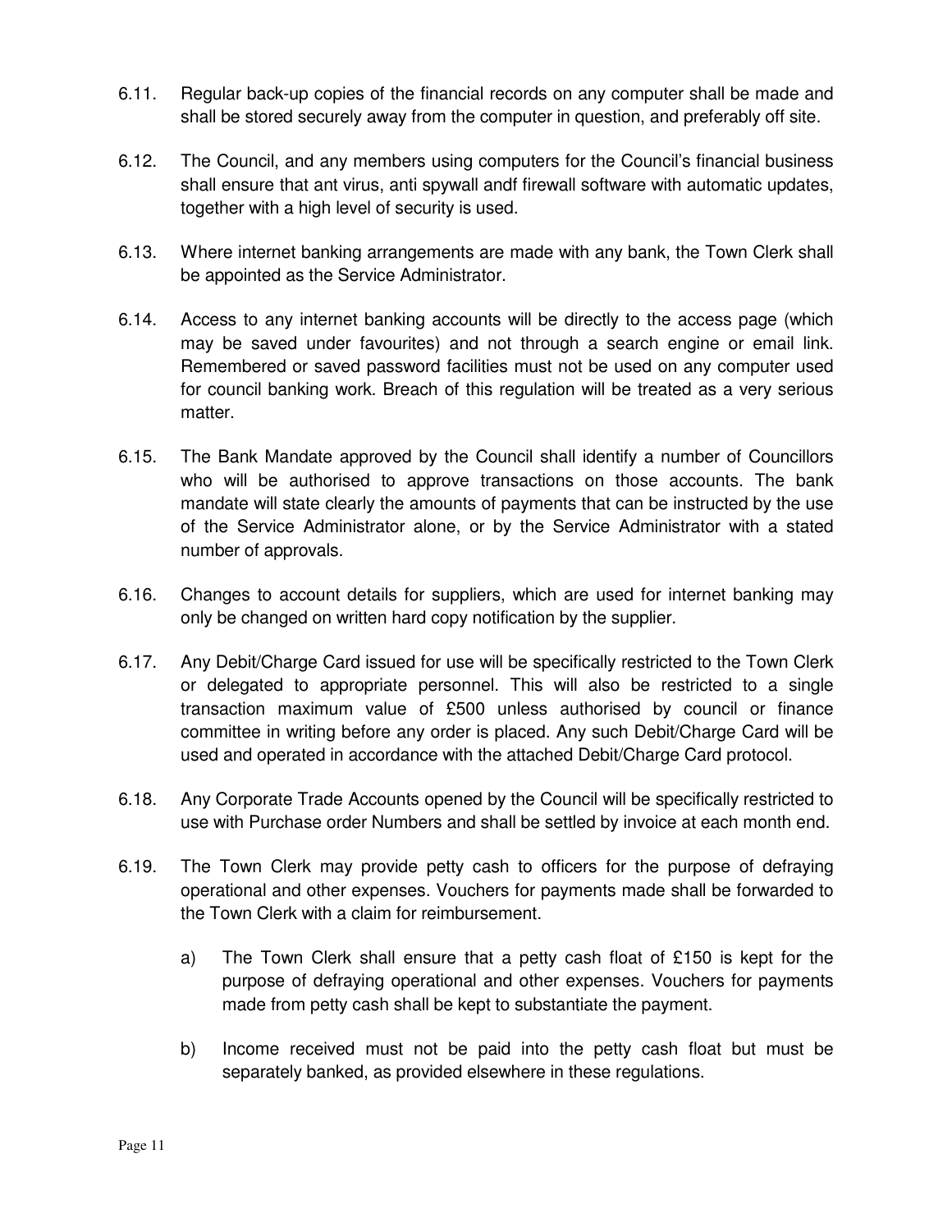6.11. Regular back-up copies of the financial records on any computer shall be made and shall be stored securely away from the computer in question, and preferably off site.

6.12. The Council, and any members using computers for the Council's financial business shall ensure that ant virus, anti spywall andf firewall software with automatic updates, together with a high level of security is used.

6.13. Where internet banking arrangements are made with any bank, the Town Clerk shall be appointed as the Service Administrator.

6.14. Access to any internet banking accounts will be directly to the access page (which may be saved under favourites) and not through a search engine or email link. Remembered or saved password facilities must not be used on any computer used for council banking work. Breach of this regulation will be treated as a very serious matter.

6.15. The Bank Mandate approved by the Council shall identify a number of Councillors who will be authorised to approve transactions on those accounts. The bank mandate will state clearly the amounts of payments that can be instructed by the use of the Service Administrator alone, or by the Service Administrator with a stated number of approvals.

6.16. Changes to account details for suppliers, which are used for internet banking may only be changed on written hard copy notification by the supplier.

6.17. Any Debit/Charge Card issued for use will be specifically restricted to the Town Clerk or delegated to appropriate personnel. This will also be restricted to a single transaction maximum value of £500 unless authorised by council or finance committee in writing before any order is placed. Any such Debit/Charge Card will be used and operated in accordance with the attached Debit/Charge Card protocol.

6.18. Any Corporate Trade Accounts opened by the Council will be specifically restricted to use with Purchase order Numbers and shall be settled by invoice at each month end.

6.19. The Town Clerk may provide petty cash to officers for the purpose of defraying operational and other expenses. Vouchers for payments made shall be forwarded to the Town Clerk with a claim for reimbursement.

a) The Town Clerk shall ensure that a petty cash float of £150 is kept for the purpose of defraying operational and other expenses. Vouchers for payments made from petty cash shall be kept to substantiate the payment.

b) Income received must not be paid into the petty cash float but must be separately banked, as provided elsewhere in these regulations.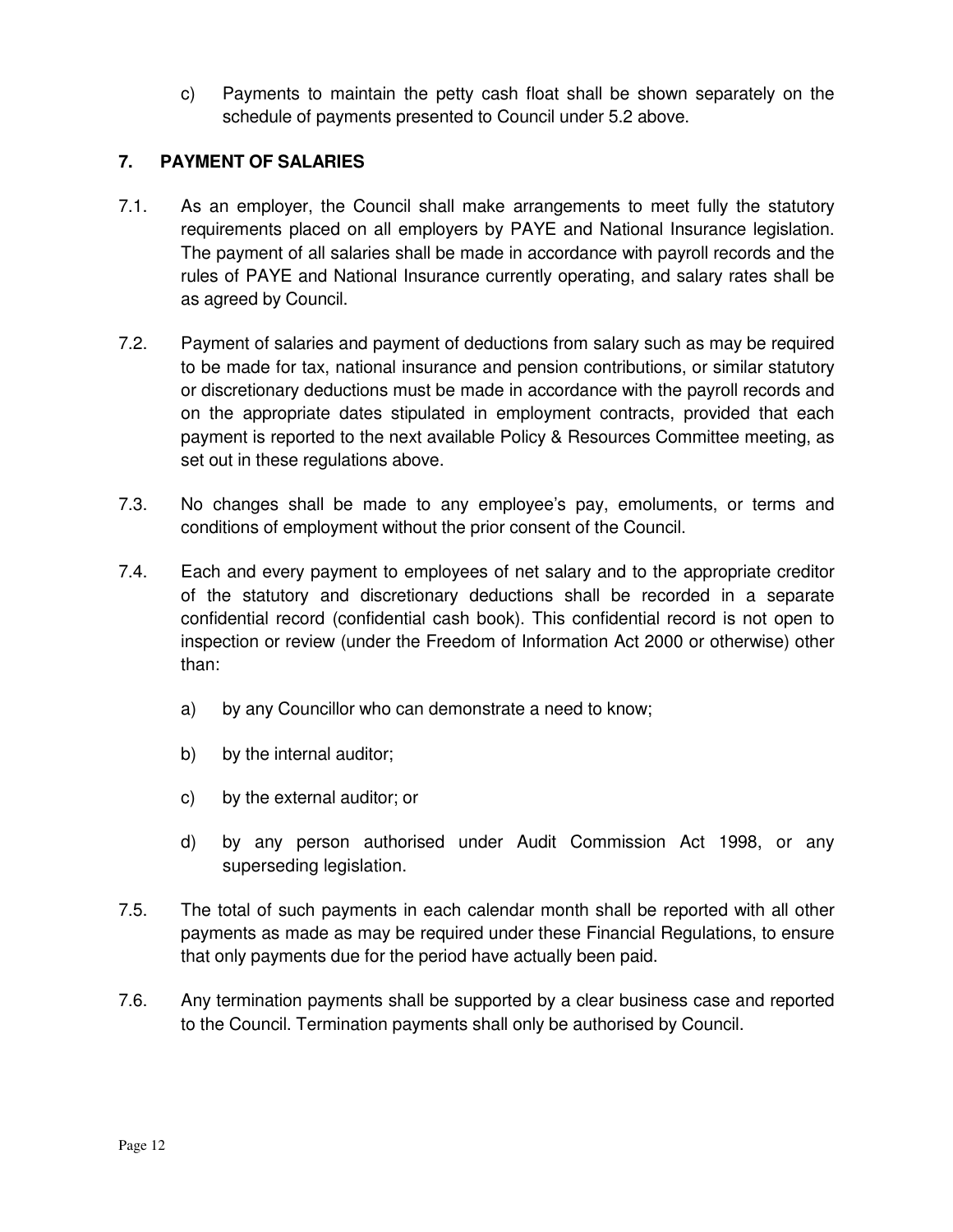c) Payments to maintain the petty cash float shall be shown separately on the schedule of payments presented to Council under 5.2 above.

## 7. PAYMENT OF SALARIES

7.1. As an employer, the Council shall make arrangements to meet fully the statutory requirements placed on all employers by PAYE and National Insurance legislation. The payment of all salaries shall be made in accordance with payroll records and the rules of PAYE and National Insurance currently operating, and salary rates shall be as agreed by Council.

7.2. Payment of salaries and payment of deductions from salary such as may be required to be made for tax, national insurance and pension contributions, or similar statutory or discretionary deductions must be made in accordance with the payroll records and on the appropriate dates stipulated in employment contracts, provided that each payment is reported to the next available Policy & Resources Committee meeting, as set out in these regulations above.

7.3. No changes shall be made to any employee's pay, emoluments, or terms and conditions of employment without the prior consent of the Council.

7.4. Each and every payment to employees of net salary and to the appropriate creditor of the statutory and discretionary deductions shall be recorded in a separate confidential record (confidential cash book). This confidential record is not open to inspection or review (under the Freedom of Information Act 2000 or otherwise) other than:

a) by any Councillor who can demonstrate a need to know;

b) by the internal auditor;

c) by the external auditor; or

d) by any person authorised under Audit Commission Act 1998, or any superseding legislation.

7.5. The total of such payments in each calendar month shall be reported with all other payments as made as may be required under these Financial Regulations, to ensure that only payments due for the period have actually been paid.

7.6. Any termination payments shall be supported by a clear business case and reported to the Council. Termination payments shall only be authorised by Council.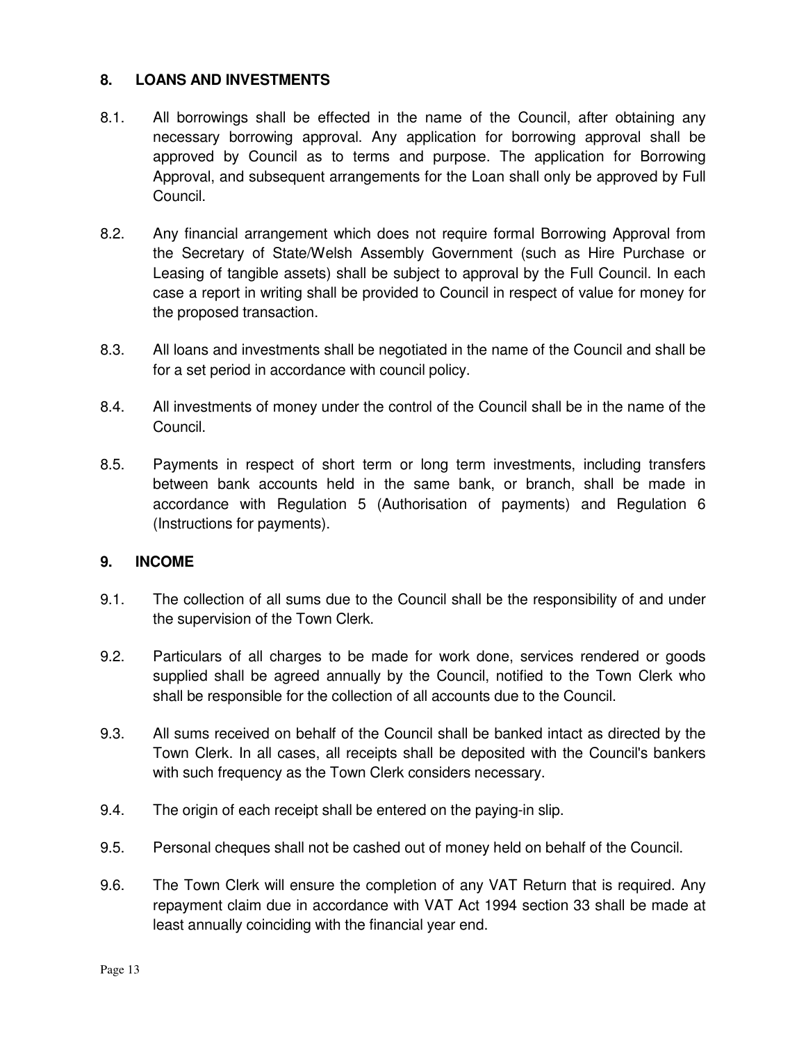## 8. LOANS AND INVESTMENTS

8.1. All borrowings shall be effected in the name of the Council, after obtaining any necessary borrowing approval. Any application for borrowing approval shall be approved by Council as to terms and purpose. The application for Borrowing Approval, and subsequent arrangements for the Loan shall only be approved by Full Council.

8.2. Any financial arrangement which does not require formal Borrowing Approval from the Secretary of State/Welsh Assembly Government (such as Hire Purchase or Leasing of tangible assets) shall be subject to approval by the Full Council. In each case a report in writing shall be provided to Council in respect of value for money for the proposed transaction.

8.3. All loans and investments shall be negotiated in the name of the Council and shall be for a set period in accordance with council policy.

8.4. All investments of money under the control of the Council shall be in the name of the Council.

8.5. Payments in respect of short term or long term investments, including transfers between bank accounts held in the same bank, or branch, shall be made in accordance with Regulation 5 (Authorisation of payments) and Regulation 6 (Instructions for payments).

## 9. INCOME

9.1. The collection of all sums due to the Council shall be the responsibility of and under the supervision of the Town Clerk.

9.2. Particulars of all charges to be made for work done, services rendered or goods supplied shall be agreed annually by the Council, notified to the Town Clerk who shall be responsible for the collection of all accounts due to the Council.

9.3. All sums received on behalf of the Council shall be banked intact as directed by the Town Clerk. In all cases, all receipts shall be deposited with the Council's bankers with such frequency as the Town Clerk considers necessary.

9.4. The origin of each receipt shall be entered on the paying-in slip.

9.5. Personal cheques shall not be cashed out of money held on behalf of the Council.

9.6. The Town Clerk will ensure the completion of any VAT Return that is required. Any repayment claim due in accordance with VAT Act 1994 section 33 shall be made at least annually coinciding with the financial year end.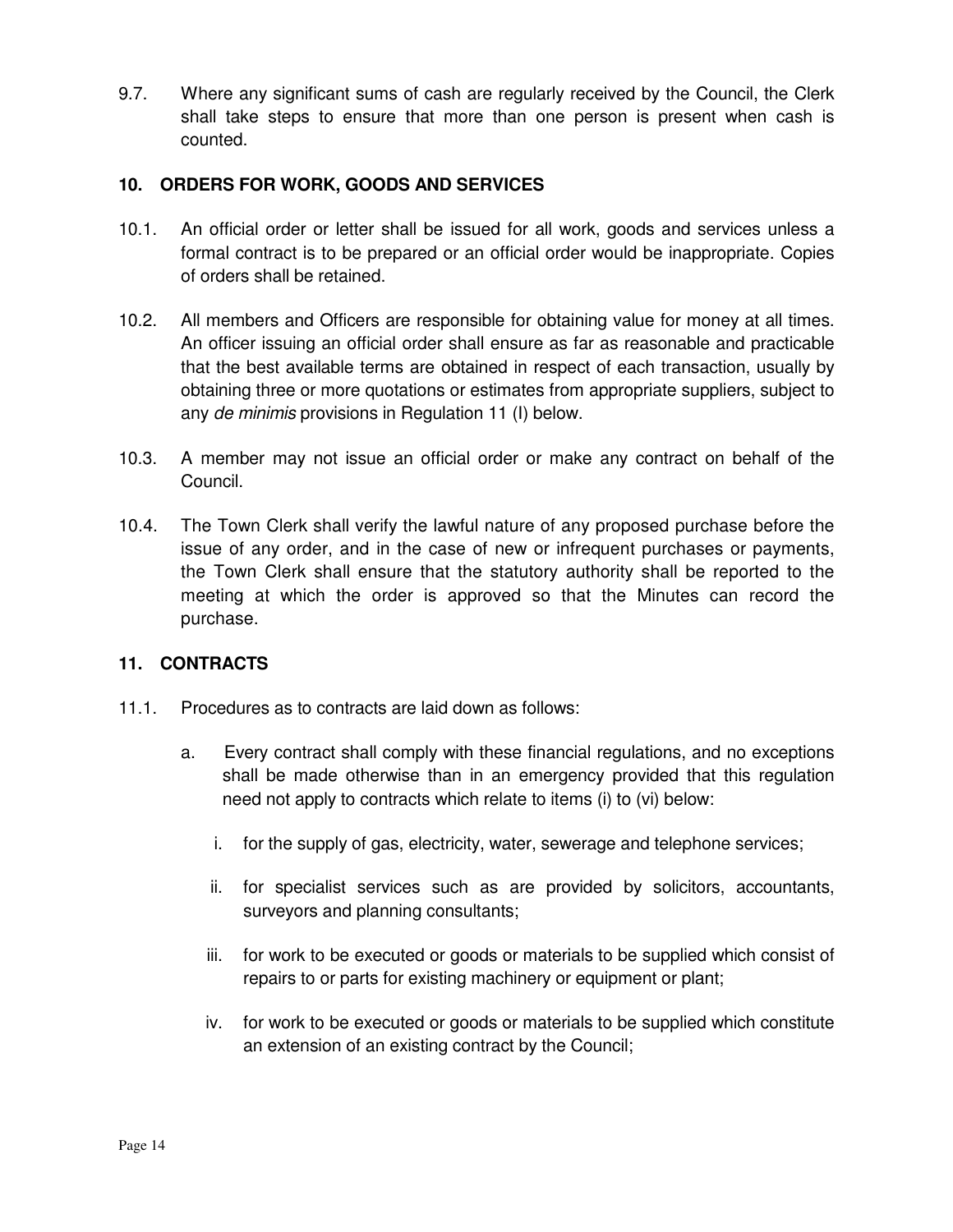9.7. Where any significant sums of cash are regularly received by the Council, the Clerk shall take steps to ensure that more than one person is present when cash is counted.

## 10. ORDERS FOR WORK, GOODS AND SERVICES

10.1. An official order or letter shall be issued for all work, goods and services unless a formal contract is to be prepared or an official order would be inappropriate. Copies of orders shall be retained.

10.2. All members and Officers are responsible for obtaining value for money at all times. An officer issuing an official order shall ensure as far as reasonable and practicable that the best available terms are obtained in respect of each transaction, usually by obtaining three or more quotations or estimates from appropriate suppliers, subject to any *de minimis* provisions in Regulation 11 (I) below.

10.3. A member may not issue an official order or make any contract on behalf of the Council.

10.4. The Town Clerk shall verify the lawful nature of any proposed purchase before the issue of any order, and in the case of new or infrequent purchases or payments, the Town Clerk shall ensure that the statutory authority shall be reported to the meeting at which the order is approved so that the Minutes can record the purchase.

## 11. CONTRACTS

11.1. Procedures as to contracts are laid down as follows:

a. Every contract shall comply with these financial regulations, and no exceptions shall be made otherwise than in an emergency provided that this regulation need not apply to contracts which relate to items (i) to (vi) below:

   i. for the supply of gas, electricity, water, sewerage and telephone services;

   ii. for specialist services such as are provided by solicitors, accountants, surveyors and planning consultants;

   iii. for work to be executed or goods or materials to be supplied which consist of repairs to or parts for existing machinery or equipment or plant;

   iv. for work to be executed or goods or materials to be supplied which constitute an extension of an existing contract by the Council;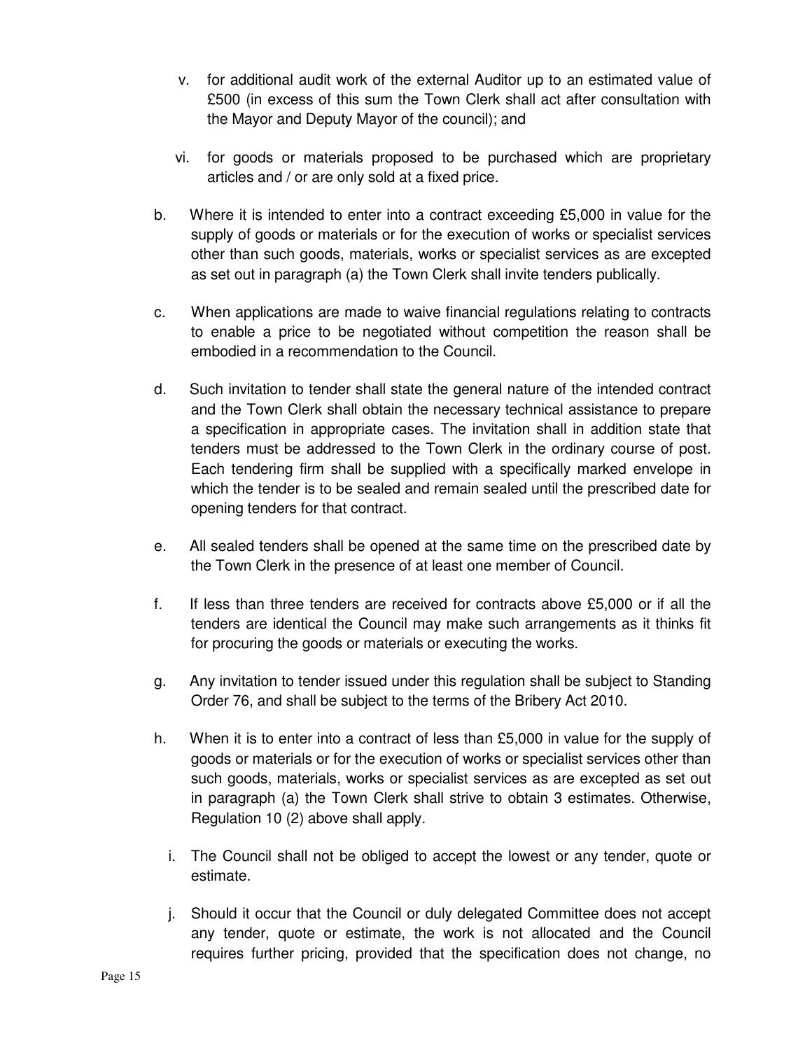v. for additional audit work of the external Auditor up to an estimated value of £500 (in excess of this sum the Town Clerk shall act after consultation with the Mayor and Deputy Mayor of the council); and

vi. for goods or materials proposed to be purchased which are proprietary articles and / or are only sold at a fixed price.

b. Where it is intended to enter into a contract exceeding £5,000 in value for the supply of goods or materials or for the execution of works or specialist services other than such goods, materials, works or specialist services as are excepted as set out in paragraph (a) the Town Clerk shall invite tenders publically.

c. When applications are made to waive financial regulations relating to contracts to enable a price to be negotiated without competition the reason shall be embodied in a recommendation to the Council.

d. Such invitation to tender shall state the general nature of the intended contract and the Town Clerk shall obtain the necessary technical assistance to prepare a specification in appropriate cases. The invitation shall in addition state that tenders must be addressed to the Town Clerk in the ordinary course of post. Each tendering firm shall be supplied with a specifically marked envelope in which the tender is to be sealed and remain sealed until the prescribed date for opening tenders for that contract.

e. All sealed tenders shall be opened at the same time on the prescribed date by the Town Clerk in the presence of at least one member of Council.

f. If less than three tenders are received for contracts above £5,000 or if all the tenders are identical the Council may make such arrangements as it thinks fit for procuring the goods or materials or executing the works.

g. Any invitation to tender issued under this regulation shall be subject to Standing Order 76, and shall be subject to the terms of the Bribery Act 2010.

h. When it is to enter into a contract of less than £5,000 in value for the supply of goods or materials or for the execution of works or specialist services other than such goods, materials, works or specialist services as are excepted as set out in paragraph (a) the Town Clerk shall strive to obtain 3 estimates. Otherwise, Regulation 10 (2) above shall apply.

i. The Council shall not be obliged to accept the lowest or any tender, quote or estimate.

j. Should it occur that the Council or duly delegated Committee does not accept any tender, quote or estimate, the work is not allocated and the Council requires further pricing, provided that the specification does not change, no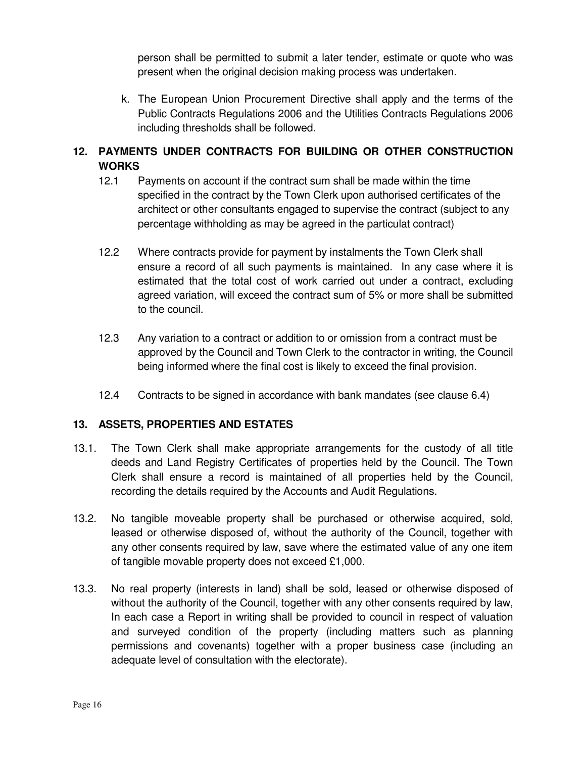person shall be permitted to submit a later tender, estimate or quote who was present when the original decision making process was undertaken.

k. The European Union Procurement Directive shall apply and the terms of the Public Contracts Regulations 2006 and the Utilities Contracts Regulations 2006 including thresholds shall be followed.

## 12. PAYMENTS UNDER CONTRACTS FOR BUILDING OR OTHER CONSTRUCTION WORKS

12.1 Payments on account if the contract sum shall be made within the time specified in the contract by the Town Clerk upon authorised certificates of the architect or other consultants engaged to supervise the contract (subject to any percentage withholding as may be agreed in the particulat contract)

12.2 Where contracts provide for payment by instalments the Town Clerk shall ensure a record of all such payments is maintained. In any case where it is estimated that the total cost of work carried out under a contract, excluding agreed variation, will exceed the contract sum of 5% or more shall be submitted to the council.

12.3 Any variation to a contract or addition to or omission from a contract must be approved by the Council and Town Clerk to the contractor in writing, the Council being informed where the final cost is likely to exceed the final provision.

12.4 Contracts to be signed in accordance with bank mandates (see clause 6.4)

## 13. ASSETS, PROPERTIES AND ESTATES

13.1. The Town Clerk shall make appropriate arrangements for the custody of all title deeds and Land Registry Certificates of properties held by the Council. The Town Clerk shall ensure a record is maintained of all properties held by the Council, recording the details required by the Accounts and Audit Regulations.

13.2. No tangible moveable property shall be purchased or otherwise acquired, sold, leased or otherwise disposed of, without the authority of the Council, together with any other consents required by law, save where the estimated value of any one item of tangible movable property does not exceed £1,000.

13.3. No real property (interests in land) shall be sold, leased or otherwise disposed of without the authority of the Council, together with any other consents required by law, In each case a Report in writing shall be provided to council in respect of valuation and surveyed condition of the property (including matters such as planning permissions and covenants) together with a proper business case (including an adequate level of consultation with the electorate).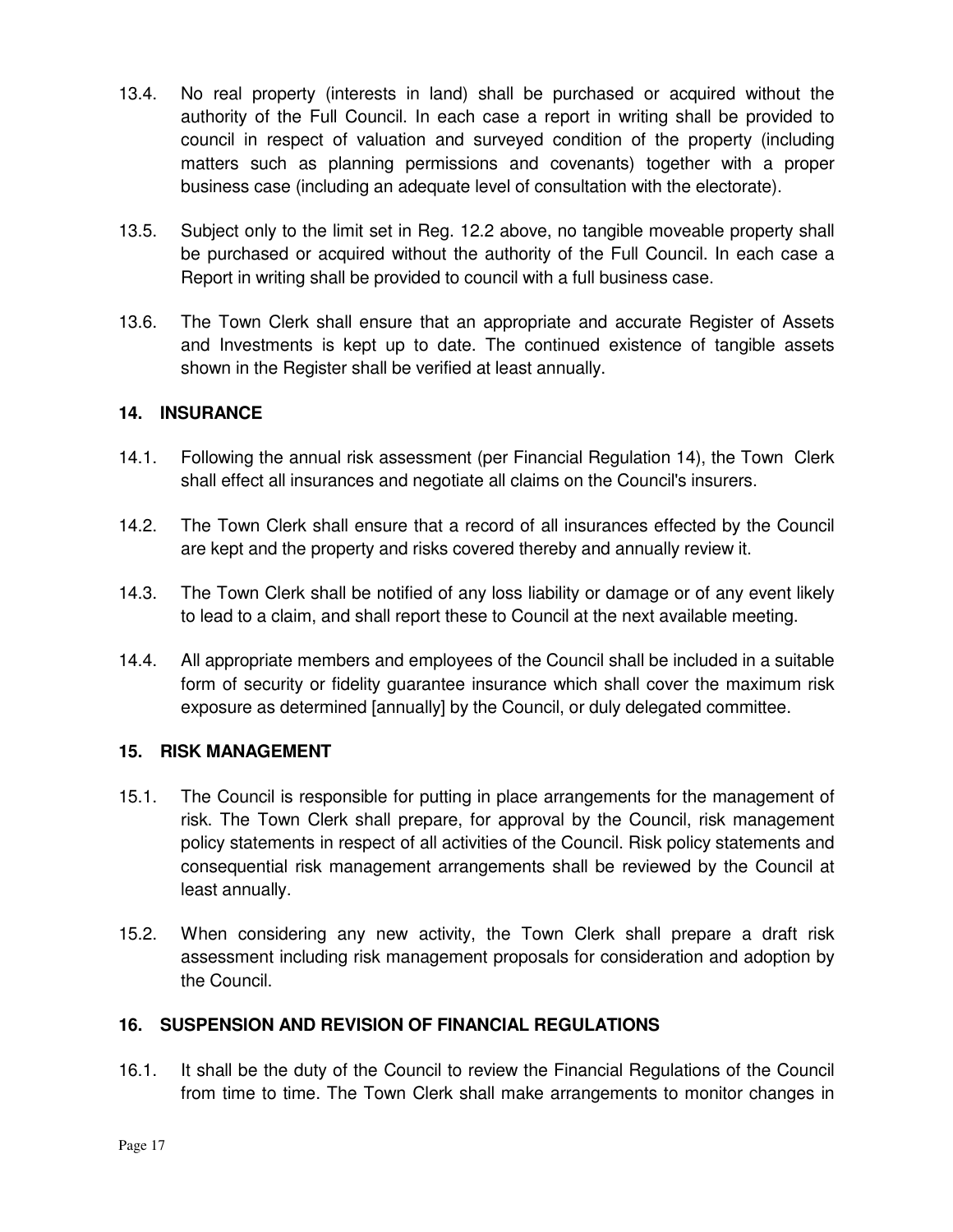13.4. No real property (interests in land) shall be purchased or acquired without the authority of the Full Council. In each case a report in writing shall be provided to council in respect of valuation and surveyed condition of the property (including matters such as planning permissions and covenants) together with a proper business case (including an adequate level of consultation with the electorate).

13.5. Subject only to the limit set in Reg. 12.2 above, no tangible moveable property shall be purchased or acquired without the authority of the Full Council. In each case a Report in writing shall be provided to council with a full business case.

13.6. The Town Clerk shall ensure that an appropriate and accurate Register of Assets and Investments is kept up to date. The continued existence of tangible assets shown in the Register shall be verified at least annually.

## 14. INSURANCE

14.1. Following the annual risk assessment (per Financial Regulation 14), the Town Clerk shall effect all insurances and negotiate all claims on the Council's insurers.

14.2. The Town Clerk shall ensure that a record of all insurances effected by the Council are kept and the property and risks covered thereby and annually review it.

14.3. The Town Clerk shall be notified of any loss liability or damage or of any event likely to lead to a claim, and shall report these to Council at the next available meeting.

14.4. All appropriate members and employees of the Council shall be included in a suitable form of security or fidelity guarantee insurance which shall cover the maximum risk exposure as determined [annually] by the Council, or duly delegated committee.

## 15. RISK MANAGEMENT

15.1. The Council is responsible for putting in place arrangements for the management of risk. The Town Clerk shall prepare, for approval by the Council, risk management policy statements in respect of all activities of the Council. Risk policy statements and consequential risk management arrangements shall be reviewed by the Council at least annually.

15.2. When considering any new activity, the Town Clerk shall prepare a draft risk assessment including risk management proposals for consideration and adoption by the Council.

## 16. SUSPENSION AND REVISION OF FINANCIAL REGULATIONS

16.1. It shall be the duty of the Council to review the Financial Regulations of the Council from time to time. The Town Clerk shall make arrangements to monitor changes in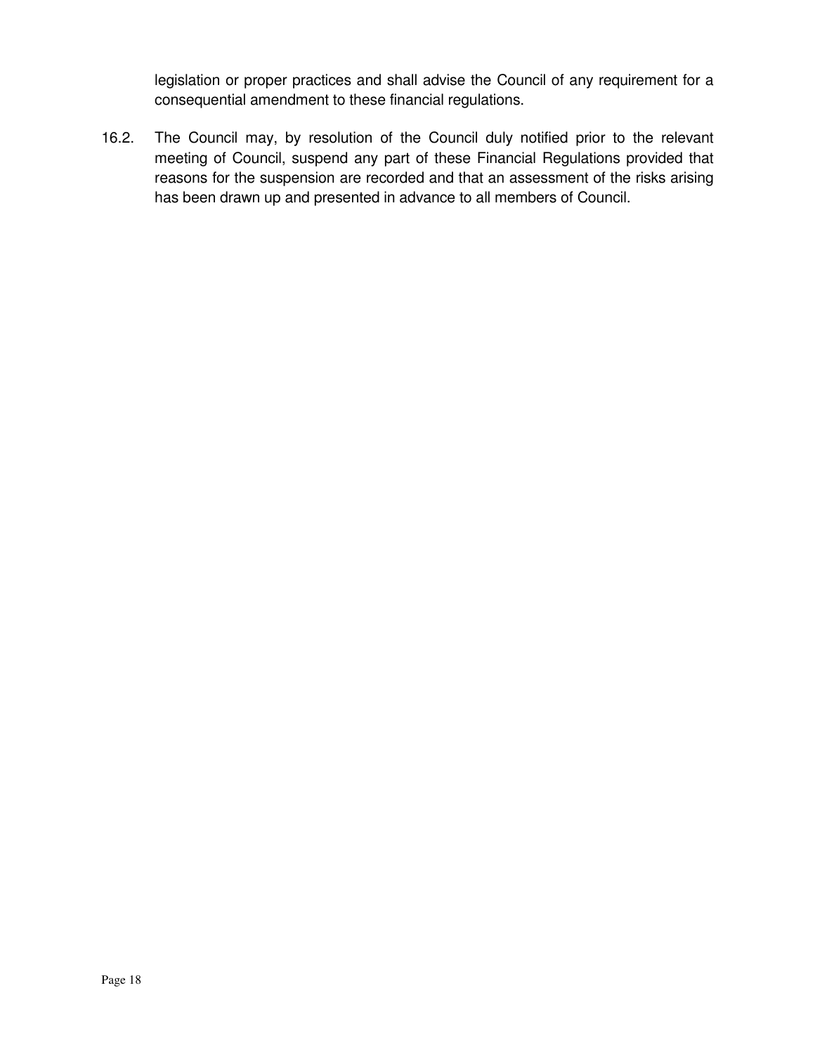legislation or proper practices and shall advise the Council of any requirement for a consequential amendment to these financial regulations.

16.2. The Council may, by resolution of the Council duly notified prior to the relevant meeting of Council, suspend any part of these Financial Regulations provided that reasons for the suspension are recorded and that an assessment of the risks arising has been drawn up and presented in advance to all members of Council.